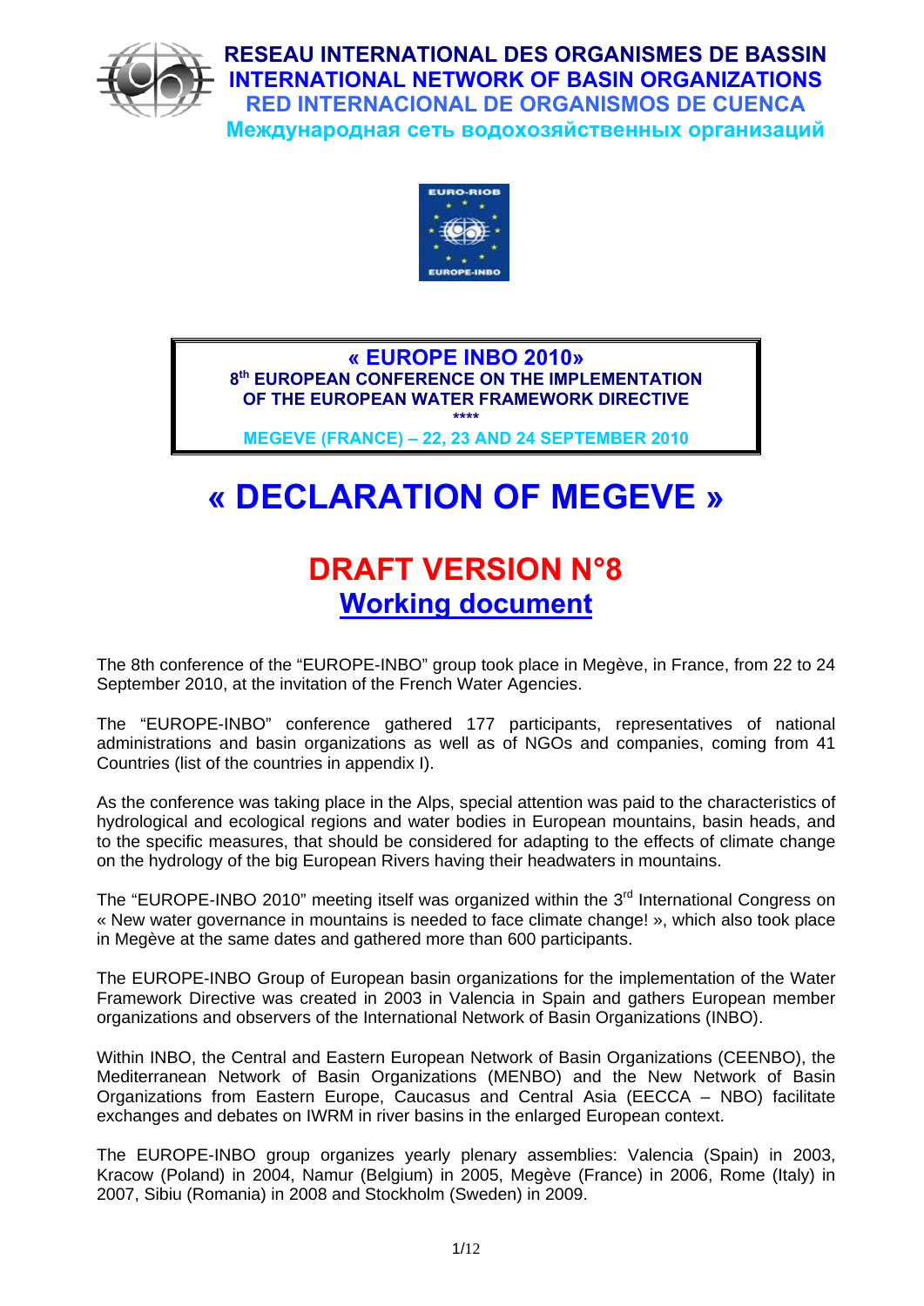**RESEAU INTERNATIONAL DES ORGANISMES DE BASSIN**
**INTERNATIONAL NETWORK OF BASIN ORGANIZATIONS**
**RED INTERNACIONAL DE ORGANISMOS DE CUENCA**
**Международная сеть водохозяйственных организаций**

EURO-RIOB
EUROPE-INBO

**« EUROPE INBO 2010»**
**8th EUROPEAN CONFERENCE ON THE IMPLEMENTATION OF THE EUROPEAN WATER FRAMEWORK DIRECTIVE**
****
**MEGEVE (FRANCE) – 22, 23 AND 24 SEPTEMBER 2010**

# « DECLARATION OF MEGEVE »

## DRAFT VERSION N°8

## Working document

The 8th conference of the "EUROPE-INBO" group took place in Megève, in France, from 22 to 24 September 2010, at the invitation of the French Water Agencies.

The "EUROPE-INBO" conference gathered 177 participants, representatives of national administrations and basin organizations as well as of NGOs and companies, coming from 41 Countries (list of the countries in appendix I).

As the conference was taking place in the Alps, special attention was paid to the characteristics of hydrological and ecological regions and water bodies in European mountains, basin heads, and to the specific measures, that should be considered for adapting to the effects of climate change on the hydrology of the big European Rivers having their headwaters in mountains.

The "EUROPE-INBO 2010" meeting itself was organized within the 3rd International Congress on « New water governance in mountains is needed to face climate change! », which also took place in Megève at the same dates and gathered more than 600 participants.

The EUROPE-INBO Group of European basin organizations for the implementation of the Water Framework Directive was created in 2003 in Valencia in Spain and gathers European member organizations and observers of the International Network of Basin Organizations (INBO).

Within INBO, the Central and Eastern European Network of Basin Organizations (CEENBO), the Mediterranean Network of Basin Organizations (MENBO) and the New Network of Basin Organizations from Eastern Europe, Caucasus and Central Asia (EECCA – NBO) facilitate exchanges and debates on IWRM in river basins in the enlarged European context.

The EUROPE-INBO group organizes yearly plenary assemblies: Valencia (Spain) in 2003, Kracow (Poland) in 2004, Namur (Belgium) in 2005, Megève (France) in 2006, Rome (Italy) in 2007, Sibiu (Romania) in 2008 and Stockholm (Sweden) in 2009.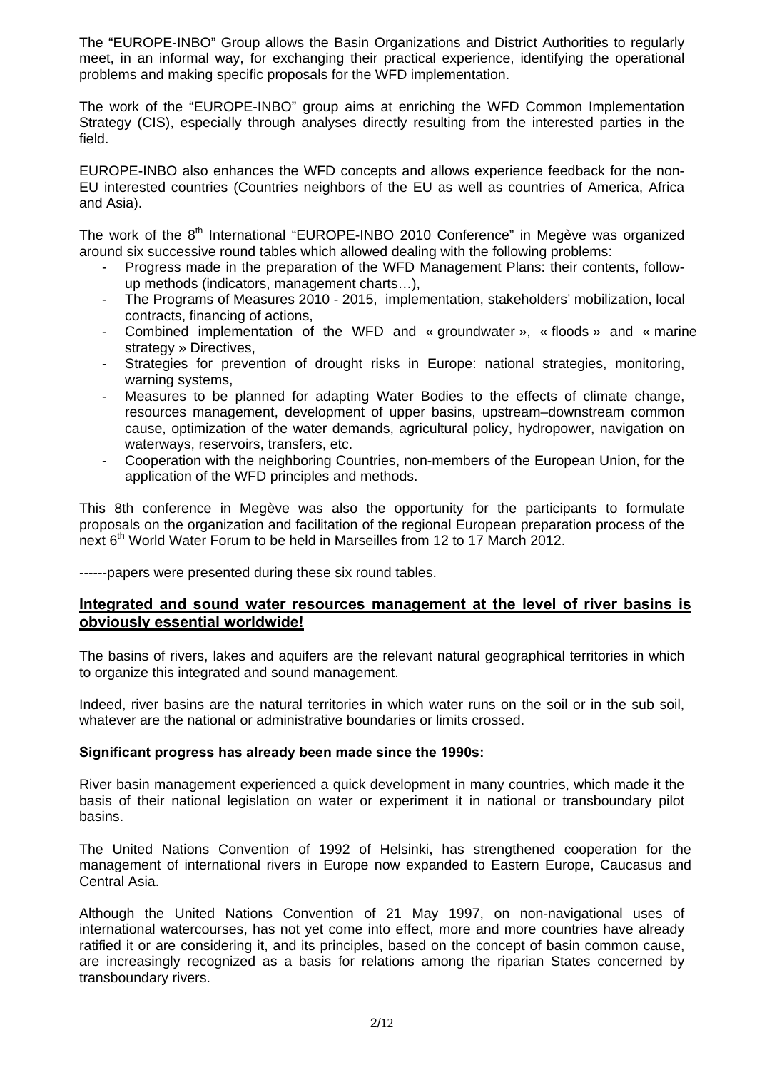The "EUROPE-INBO" Group allows the Basin Organizations and District Authorities to regularly meet, in an informal way, for exchanging their practical experience, identifying the operational problems and making specific proposals for the WFD implementation.

The work of the "EUROPE-INBO" group aims at enriching the WFD Common Implementation Strategy (CIS), especially through analyses directly resulting from the interested parties in the field.

EUROPE-INBO also enhances the WFD concepts and allows experience feedback for the non-EU interested countries (Countries neighbors of the EU as well as countries of America, Africa and Asia).

The work of the 8th International "EUROPE-INBO 2010 Conference" in Megève was organized around six successive round tables which allowed dealing with the following problems:

- Progress made in the preparation of the WFD Management Plans: their contents, follow-up methods (indicators, management charts…),
- The Programs of Measures 2010 - 2015, implementation, stakeholders' mobilization, local contracts, financing of actions,
- Combined implementation of the WFD and « groundwater », « floods » and « marine strategy » Directives,
- Strategies for prevention of drought risks in Europe: national strategies, monitoring, warning systems,
- Measures to be planned for adapting Water Bodies to the effects of climate change, resources management, development of upper basins, upstream–downstream common cause, optimization of the water demands, agricultural policy, hydropower, navigation on waterways, reservoirs, transfers, etc.
- Cooperation with the neighboring Countries, non-members of the European Union, for the application of the WFD principles and methods.

This 8th conference in Megève was also the opportunity for the participants to formulate proposals on the organization and facilitation of the regional European preparation process of the next 6th World Water Forum to be held in Marseilles from 12 to 17 March 2012.

------papers were presented during these six round tables.

## Integrated and sound water resources management at the level of river basins is obviously essential worldwide!

The basins of rivers, lakes and aquifers are the relevant natural geographical territories in which to organize this integrated and sound management.

Indeed, river basins are the natural territories in which water runs on the soil or in the sub soil, whatever are the national or administrative boundaries or limits crossed.

### Significant progress has already been made since the 1990s:

River basin management experienced a quick development in many countries, which made it the basis of their national legislation on water or experiment it in national or transboundary pilot basins.

The United Nations Convention of 1992 of Helsinki, has strengthened cooperation for the management of international rivers in Europe now expanded to Eastern Europe, Caucasus and Central Asia.

Although the United Nations Convention of 21 May 1997, on non-navigational uses of international watercourses, has not yet come into effect, more and more countries have already ratified it or are considering it, and its principles, based on the concept of basin common cause, are increasingly recognized as a basis for relations among the riparian States concerned by transboundary rivers.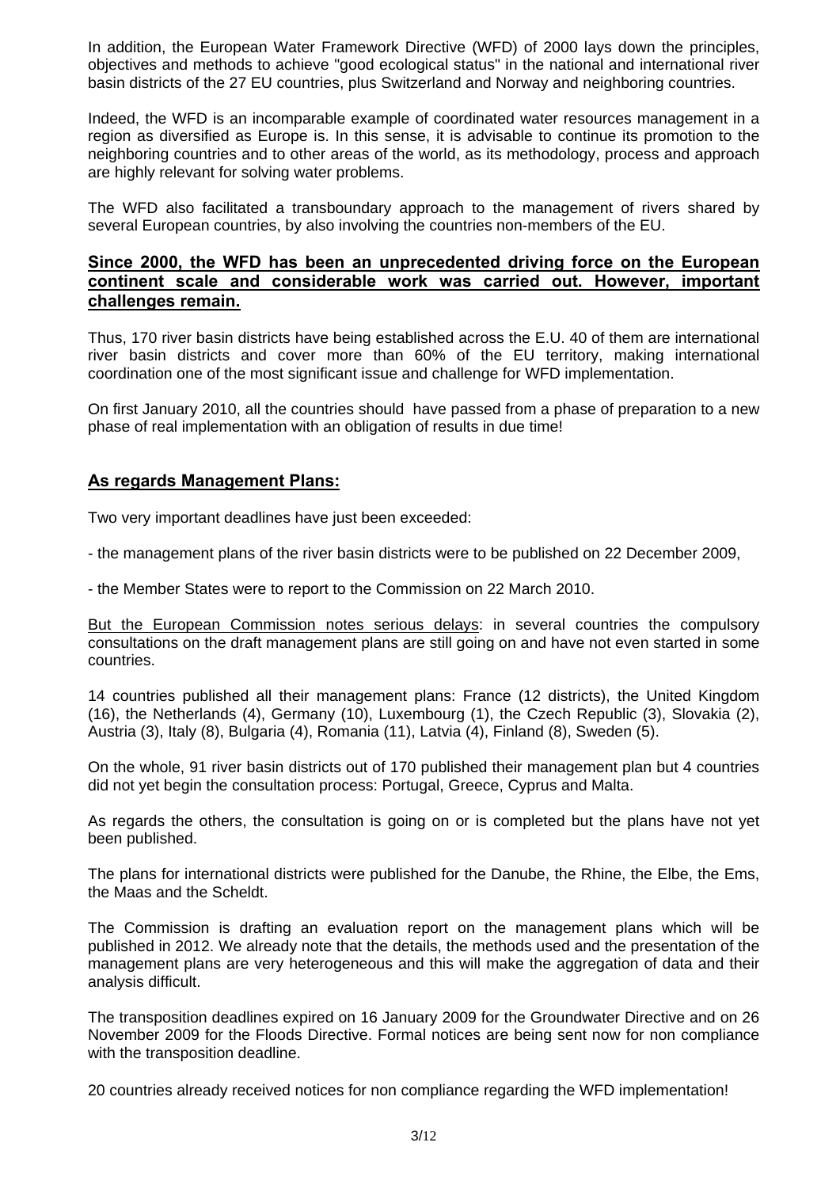In addition, the European Water Framework Directive (WFD) of 2000 lays down the principles, objectives and methods to achieve "good ecological status" in the national and international river basin districts of the 27 EU countries, plus Switzerland and Norway and neighboring countries.

Indeed, the WFD is an incomparable example of coordinated water resources management in a region as diversified as Europe is. In this sense, it is advisable to continue its promotion to the neighboring countries and to other areas of the world, as its methodology, process and approach are highly relevant for solving water problems.

The WFD also facilitated a transboundary approach to the management of rivers shared by several European countries, by also involving the countries non-members of the EU.

**Since 2000, the WFD has been an unprecedented driving force on the European continent scale and considerable work was carried out. However, important challenges remain.**

Thus, 170 river basin districts have being established across the E.U. 40 of them are international river basin districts and cover more than 60% of the EU territory, making international coordination one of the most significant issue and challenge for WFD implementation.

On first January 2010, all the countries should have passed from a phase of preparation to a new phase of real implementation with an obligation of results in due time!

## As regards Management Plans:

Two very important deadlines have just been exceeded:

- the management plans of the river basin districts were to be published on 22 December 2009,

- the Member States were to report to the Commission on 22 March 2010.

But the European Commission notes serious delays: in several countries the compulsory consultations on the draft management plans are still going on and have not even started in some countries.

14 countries published all their management plans: France (12 districts), the United Kingdom (16), the Netherlands (4), Germany (10), Luxembourg (1), the Czech Republic (3), Slovakia (2), Austria (3), Italy (8), Bulgaria (4), Romania (11), Latvia (4), Finland (8), Sweden (5).

On the whole, 91 river basin districts out of 170 published their management plan but 4 countries did not yet begin the consultation process: Portugal, Greece, Cyprus and Malta.

As regards the others, the consultation is going on or is completed but the plans have not yet been published.

The plans for international districts were published for the Danube, the Rhine, the Elbe, the Ems, the Maas and the Scheldt.

The Commission is drafting an evaluation report on the management plans which will be published in 2012. We already note that the details, the methods used and the presentation of the management plans are very heterogeneous and this will make the aggregation of data and their analysis difficult.

The transposition deadlines expired on 16 January 2009 for the Groundwater Directive and on 26 November 2009 for the Floods Directive. Formal notices are being sent now for non compliance with the transposition deadline.

20 countries already received notices for non compliance regarding the WFD implementation!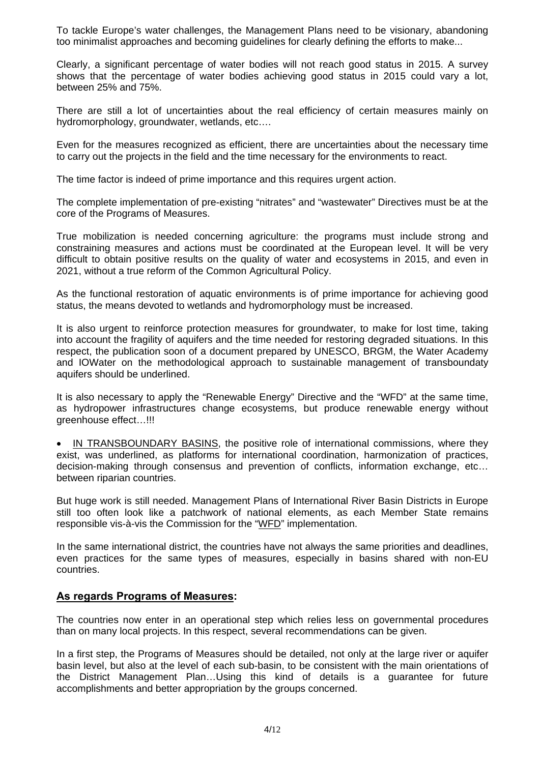To tackle Europe's water challenges, the Management Plans need to be visionary, abandoning too minimalist approaches and becoming guidelines for clearly defining the efforts to make...

Clearly, a significant percentage of water bodies will not reach good status in 2015. A survey shows that the percentage of water bodies achieving good status in 2015 could vary a lot, between 25% and 75%.

There are still a lot of uncertainties about the real efficiency of certain measures mainly on hydromorphology, groundwater, wetlands, etc….

Even for the measures recognized as efficient, there are uncertainties about the necessary time to carry out the projects in the field and the time necessary for the environments to react.

The time factor is indeed of prime importance and this requires urgent action.

The complete implementation of pre-existing "nitrates" and "wastewater" Directives must be at the core of the Programs of Measures.

True mobilization is needed concerning agriculture: the programs must include strong and constraining measures and actions must be coordinated at the European level. It will be very difficult to obtain positive results on the quality of water and ecosystems in 2015, and even in 2021, without a true reform of the Common Agricultural Policy.

As the functional restoration of aquatic environments is of prime importance for achieving good status, the means devoted to wetlands and hydromorphology must be increased.

It is also urgent to reinforce protection measures for groundwater, to make for lost time, taking into account the fragility of aquifers and the time needed for restoring degraded situations. In this respect, the publication soon of a document prepared by UNESCO, BRGM, the Water Academy and IOWater on the methodological approach to sustainable management of transboundaty aquifers should be underlined.

It is also necessary to apply the "Renewable Energy" Directive and the "WFD" at the same time, as hydropower infrastructures change ecosystems, but produce renewable energy without greenhouse effect…!!!

- IN TRANSBOUNDARY BASINS, the positive role of international commissions, where they exist, was underlined, as platforms for international coordination, harmonization of practices, decision-making through consensus and prevention of conflicts, information exchange, etc… between riparian countries.

But huge work is still needed. Management Plans of International River Basin Districts in Europe still too often look like a patchwork of national elements, as each Member State remains responsible vis-à-vis the Commission for the "WFD" implementation.

In the same international district, the countries have not always the same priorities and deadlines, even practices for the same types of measures, especially in basins shared with non-EU countries.

## As regards Programs of Measures:

The countries now enter in an operational step which relies less on governmental procedures than on many local projects. In this respect, several recommendations can be given.

In a first step, the Programs of Measures should be detailed, not only at the large river or aquifer basin level, but also at the level of each sub-basin, to be consistent with the main orientations of the District Management Plan…Using this kind of details is a guarantee for future accomplishments and better appropriation by the groups concerned.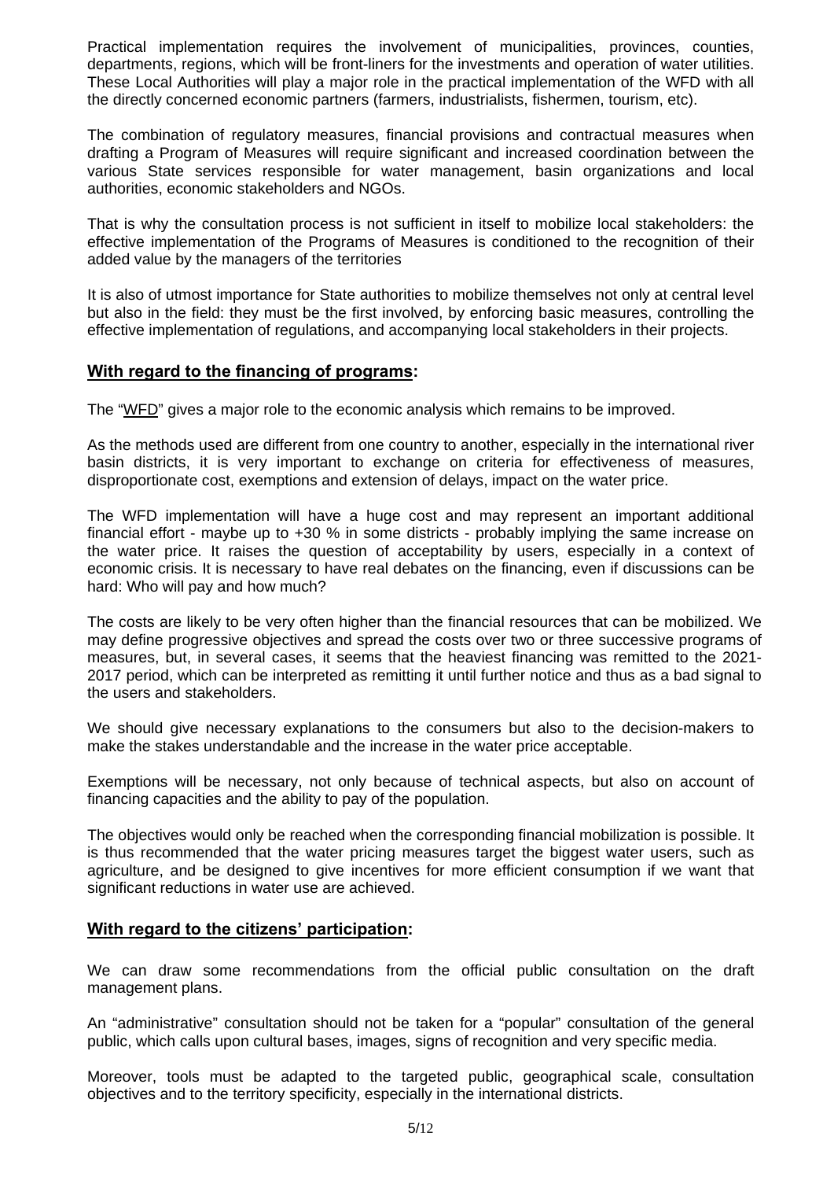Practical implementation requires the involvement of municipalities, provinces, counties, departments, regions, which will be front-liners for the investments and operation of water utilities. These Local Authorities will play a major role in the practical implementation of the WFD with all the directly concerned economic partners (farmers, industrialists, fishermen, tourism, etc).

The combination of regulatory measures, financial provisions and contractual measures when drafting a Program of Measures will require significant and increased coordination between the various State services responsible for water management, basin organizations and local authorities, economic stakeholders and NGOs.

That is why the consultation process is not sufficient in itself to mobilize local stakeholders: the effective implementation of the Programs of Measures is conditioned to the recognition of their added value by the managers of the territories

It is also of utmost importance for State authorities to mobilize themselves not only at central level but also in the field: they must be the first involved, by enforcing basic measures, controlling the effective implementation of regulations, and accompanying local stakeholders in their projects.

## With regard to the financing of programs:

The "WFD" gives a major role to the economic analysis which remains to be improved.

As the methods used are different from one country to another, especially in the international river basin districts, it is very important to exchange on criteria for effectiveness of measures, disproportionate cost, exemptions and extension of delays, impact on the water price.

The WFD implementation will have a huge cost and may represent an important additional financial effort - maybe up to +30 % in some districts - probably implying the same increase on the water price. It raises the question of acceptability by users, especially in a context of economic crisis. It is necessary to have real debates on the financing, even if discussions can be hard: Who will pay and how much?

The costs are likely to be very often higher than the financial resources that can be mobilized. We may define progressive objectives and spread the costs over two or three successive programs of measures, but, in several cases, it seems that the heaviest financing was remitted to the 2021-2017 period, which can be interpreted as remitting it until further notice and thus as a bad signal to the users and stakeholders.

We should give necessary explanations to the consumers but also to the decision-makers to make the stakes understandable and the increase in the water price acceptable.

Exemptions will be necessary, not only because of technical aspects, but also on account of financing capacities and the ability to pay of the population.

The objectives would only be reached when the corresponding financial mobilization is possible. It is thus recommended that the water pricing measures target the biggest water users, such as agriculture, and be designed to give incentives for more efficient consumption if we want that significant reductions in water use are achieved.

## With regard to the citizens' participation:

We can draw some recommendations from the official public consultation on the draft management plans.

An "administrative" consultation should not be taken for a "popular" consultation of the general public, which calls upon cultural bases, images, signs of recognition and very specific media.

Moreover, tools must be adapted to the targeted public, geographical scale, consultation objectives and to the territory specificity, especially in the international districts.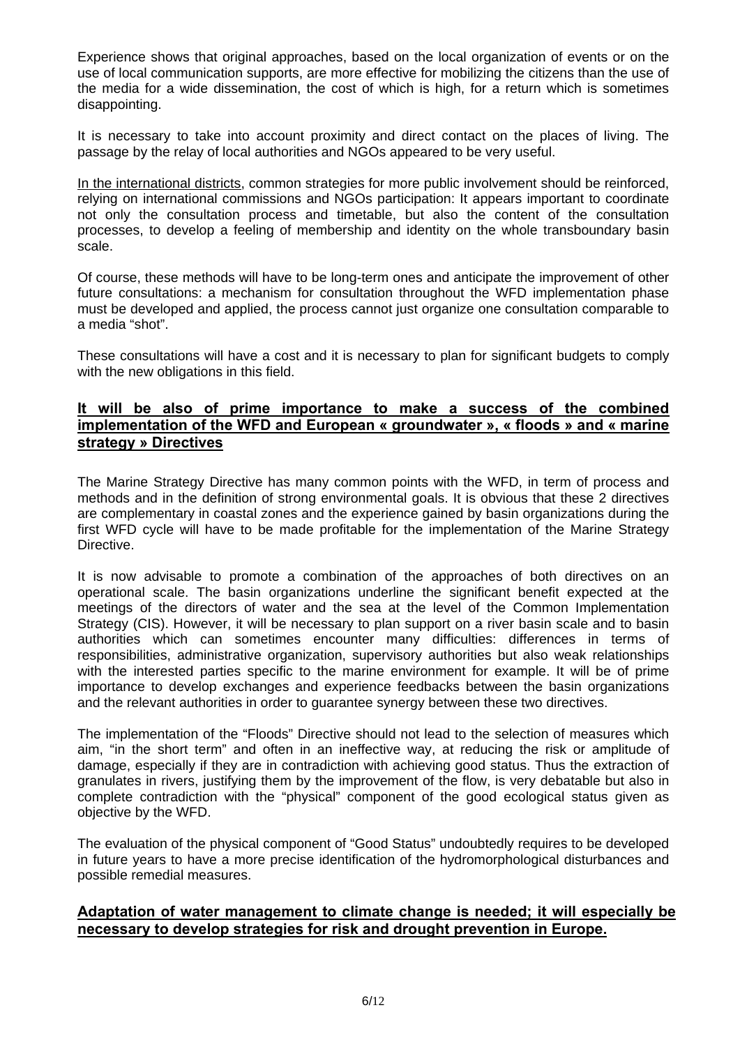Experience shows that original approaches, based on the local organization of events or on the use of local communication supports, are more effective for mobilizing the citizens than the use of the media for a wide dissemination, the cost of which is high, for a return which is sometimes disappointing.

It is necessary to take into account proximity and direct contact on the places of living. The passage by the relay of local authorities and NGOs appeared to be very useful.

In the international districts, common strategies for more public involvement should be reinforced, relying on international commissions and NGOs participation: It appears important to coordinate not only the consultation process and timetable, but also the content of the consultation processes, to develop a feeling of membership and identity on the whole transboundary basin scale.

Of course, these methods will have to be long-term ones and anticipate the improvement of other future consultations: a mechanism for consultation throughout the WFD implementation phase must be developed and applied, the process cannot just organize one consultation comparable to a media "shot".

These consultations will have a cost and it is necessary to plan for significant budgets to comply with the new obligations in this field.

## It will be also of prime importance to make a success of the combined implementation of the WFD and European « groundwater », « floods » and « marine strategy » Directives

The Marine Strategy Directive has many common points with the WFD, in term of process and methods and in the definition of strong environmental goals. It is obvious that these 2 directives are complementary in coastal zones and the experience gained by basin organizations during the first WFD cycle will have to be made profitable for the implementation of the Marine Strategy Directive.

It is now advisable to promote a combination of the approaches of both directives on an operational scale. The basin organizations underline the significant benefit expected at the meetings of the directors of water and the sea at the level of the Common Implementation Strategy (CIS). However, it will be necessary to plan support on a river basin scale and to basin authorities which can sometimes encounter many difficulties: differences in terms of responsibilities, administrative organization, supervisory authorities but also weak relationships with the interested parties specific to the marine environment for example. It will be of prime importance to develop exchanges and experience feedbacks between the basin organizations and the relevant authorities in order to guarantee synergy between these two directives.

The implementation of the "Floods" Directive should not lead to the selection of measures which aim, "in the short term" and often in an ineffective way, at reducing the risk or amplitude of damage, especially if they are in contradiction with achieving good status. Thus the extraction of granulates in rivers, justifying them by the improvement of the flow, is very debatable but also in complete contradiction with the "physical" component of the good ecological status given as objective by the WFD.

The evaluation of the physical component of "Good Status" undoubtedly requires to be developed in future years to have a more precise identification of the hydromorphological disturbances and possible remedial measures.

## Adaptation of water management to climate change is needed; it will especially be necessary to develop strategies for risk and drought prevention in Europe.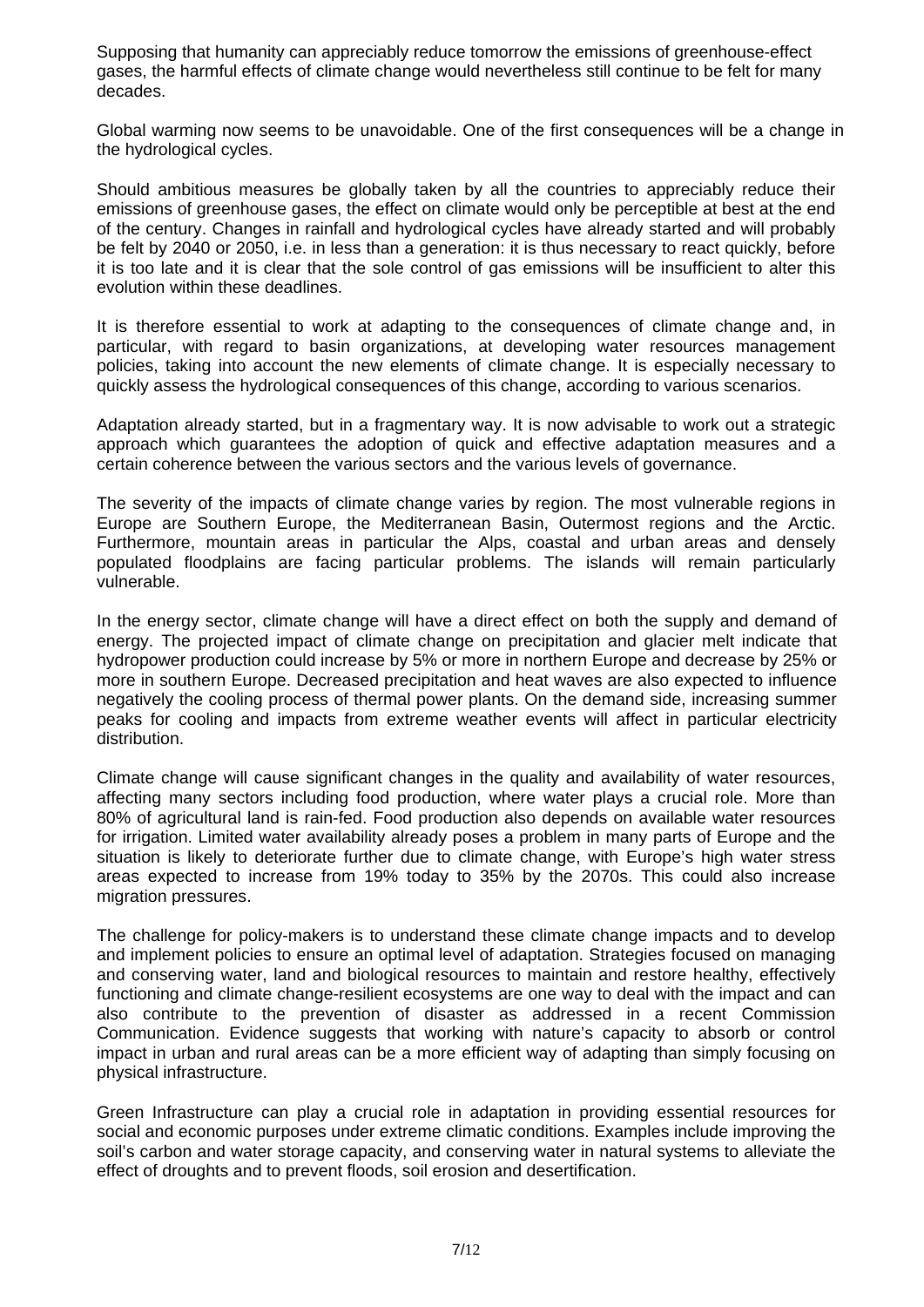Supposing that humanity can appreciably reduce tomorrow the emissions of greenhouse-effect gases, the harmful effects of climate change would nevertheless still continue to be felt for many decades.

Global warming now seems to be unavoidable. One of the first consequences will be a change in the hydrological cycles.

Should ambitious measures be globally taken by all the countries to appreciably reduce their emissions of greenhouse gases, the effect on climate would only be perceptible at best at the end of the century. Changes in rainfall and hydrological cycles have already started and will probably be felt by 2040 or 2050, i.e. in less than a generation: it is thus necessary to react quickly, before it is too late and it is clear that the sole control of gas emissions will be insufficient to alter this evolution within these deadlines.

It is therefore essential to work at adapting to the consequences of climate change and, in particular, with regard to basin organizations, at developing water resources management policies, taking into account the new elements of climate change. It is especially necessary to quickly assess the hydrological consequences of this change, according to various scenarios.

Adaptation already started, but in a fragmentary way. It is now advisable to work out a strategic approach which guarantees the adoption of quick and effective adaptation measures and a certain coherence between the various sectors and the various levels of governance.

The severity of the impacts of climate change varies by region. The most vulnerable regions in Europe are Southern Europe, the Mediterranean Basin, Outermost regions and the Arctic. Furthermore, mountain areas in particular the Alps, coastal and urban areas and densely populated floodplains are facing particular problems. The islands will remain particularly vulnerable.

In the energy sector, climate change will have a direct effect on both the supply and demand of energy. The projected impact of climate change on precipitation and glacier melt indicate that hydropower production could increase by 5% or more in northern Europe and decrease by 25% or more in southern Europe. Decreased precipitation and heat waves are also expected to influence negatively the cooling process of thermal power plants. On the demand side, increasing summer peaks for cooling and impacts from extreme weather events will affect in particular electricity distribution.

Climate change will cause significant changes in the quality and availability of water resources, affecting many sectors including food production, where water plays a crucial role. More than 80% of agricultural land is rain-fed. Food production also depends on available water resources for irrigation. Limited water availability already poses a problem in many parts of Europe and the situation is likely to deteriorate further due to climate change, with Europe's high water stress areas expected to increase from 19% today to 35% by the 2070s. This could also increase migration pressures.

The challenge for policy-makers is to understand these climate change impacts and to develop and implement policies to ensure an optimal level of adaptation. Strategies focused on managing and conserving water, land and biological resources to maintain and restore healthy, effectively functioning and climate change-resilient ecosystems are one way to deal with the impact and can also contribute to the prevention of disaster as addressed in a recent Commission Communication. Evidence suggests that working with nature's capacity to absorb or control impact in urban and rural areas can be a more efficient way of adapting than simply focusing on physical infrastructure.

Green Infrastructure can play a crucial role in adaptation in providing essential resources for social and economic purposes under extreme climatic conditions. Examples include improving the soil's carbon and water storage capacity, and conserving water in natural systems to alleviate the effect of droughts and to prevent floods, soil erosion and desertification.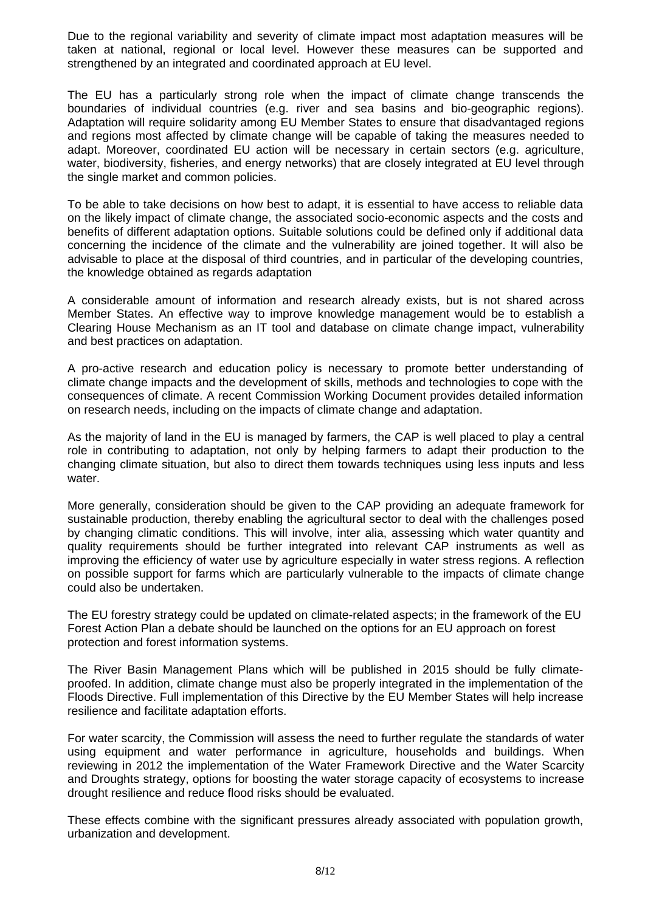Due to the regional variability and severity of climate impact most adaptation measures will be taken at national, regional or local level. However these measures can be supported and strengthened by an integrated and coordinated approach at EU level.

The EU has a particularly strong role when the impact of climate change transcends the boundaries of individual countries (e.g. river and sea basins and bio-geographic regions). Adaptation will require solidarity among EU Member States to ensure that disadvantaged regions and regions most affected by climate change will be capable of taking the measures needed to adapt. Moreover, coordinated EU action will be necessary in certain sectors (e.g. agriculture, water, biodiversity, fisheries, and energy networks) that are closely integrated at EU level through the single market and common policies.

To be able to take decisions on how best to adapt, it is essential to have access to reliable data on the likely impact of climate change, the associated socio-economic aspects and the costs and benefits of different adaptation options. Suitable solutions could be defined only if additional data concerning the incidence of the climate and the vulnerability are joined together. It will also be advisable to place at the disposal of third countries, and in particular of the developing countries, the knowledge obtained as regards adaptation

A considerable amount of information and research already exists, but is not shared across Member States. An effective way to improve knowledge management would be to establish a Clearing House Mechanism as an IT tool and database on climate change impact, vulnerability and best practices on adaptation.

A pro-active research and education policy is necessary to promote better understanding of climate change impacts and the development of skills, methods and technologies to cope with the consequences of climate. A recent Commission Working Document provides detailed information on research needs, including on the impacts of climate change and adaptation.

As the majority of land in the EU is managed by farmers, the CAP is well placed to play a central role in contributing to adaptation, not only by helping farmers to adapt their production to the changing climate situation, but also to direct them towards techniques using less inputs and less water.

More generally, consideration should be given to the CAP providing an adequate framework for sustainable production, thereby enabling the agricultural sector to deal with the challenges posed by changing climatic conditions. This will involve, inter alia, assessing which water quantity and quality requirements should be further integrated into relevant CAP instruments as well as improving the efficiency of water use by agriculture especially in water stress regions. A reflection on possible support for farms which are particularly vulnerable to the impacts of climate change could also be undertaken.

The EU forestry strategy could be updated on climate-related aspects; in the framework of the EU Forest Action Plan a debate should be launched on the options for an EU approach on forest protection and forest information systems.

The River Basin Management Plans which will be published in 2015 should be fully climate-proofed. In addition, climate change must also be properly integrated in the implementation of the Floods Directive. Full implementation of this Directive by the EU Member States will help increase resilience and facilitate adaptation efforts.

For water scarcity, the Commission will assess the need to further regulate the standards of water using equipment and water performance in agriculture, households and buildings. When reviewing in 2012 the implementation of the Water Framework Directive and the Water Scarcity and Droughts strategy, options for boosting the water storage capacity of ecosystems to increase drought resilience and reduce flood risks should be evaluated.

These effects combine with the significant pressures already associated with population growth, urbanization and development.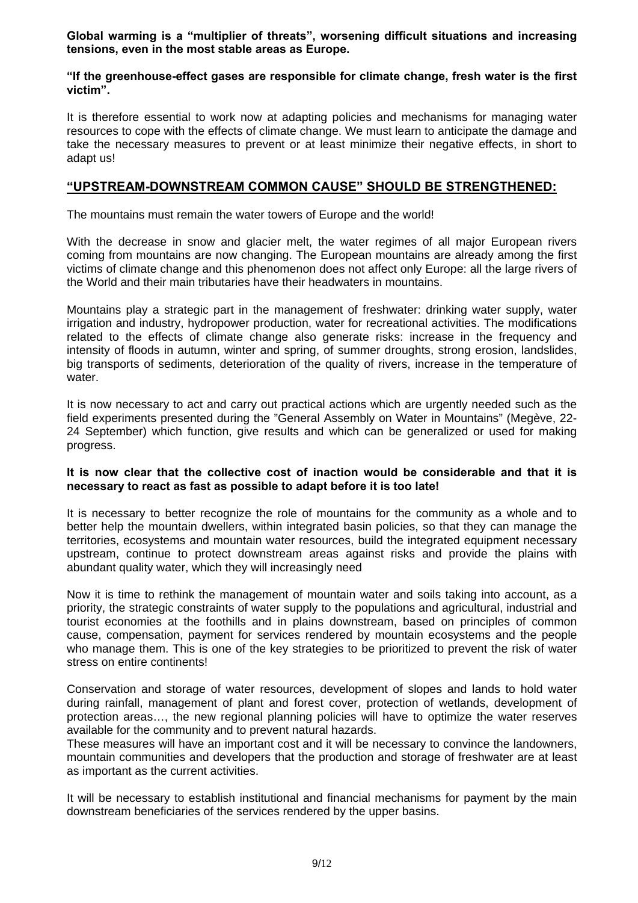**Global warming is a "multiplier of threats", worsening difficult situations and increasing tensions, even in the most stable areas as Europe.**

**"If the greenhouse-effect gases are responsible for climate change, fresh water is the first victim".**

It is therefore essential to work now at adapting policies and mechanisms for managing water resources to cope with the effects of climate change. We must learn to anticipate the damage and take the necessary measures to prevent or at least minimize their negative effects, in short to adapt us!

## "UPSTREAM-DOWNSTREAM COMMON CAUSE" SHOULD BE STRENGTHENED:

The mountains must remain the water towers of Europe and the world!

With the decrease in snow and glacier melt, the water regimes of all major European rivers coming from mountains are now changing. The European mountains are already among the first victims of climate change and this phenomenon does not affect only Europe: all the large rivers of the World and their main tributaries have their headwaters in mountains.

Mountains play a strategic part in the management of freshwater: drinking water supply, water irrigation and industry, hydropower production, water for recreational activities. The modifications related to the effects of climate change also generate risks: increase in the frequency and intensity of floods in autumn, winter and spring, of summer droughts, strong erosion, landslides, big transports of sediments, deterioration of the quality of rivers, increase in the temperature of water.

It is now necessary to act and carry out practical actions which are urgently needed such as the field experiments presented during the "General Assembly on Water in Mountains" (Megève, 22-24 September) which function, give results and which can be generalized or used for making progress.

**It is now clear that the collective cost of inaction would be considerable and that it is necessary to react as fast as possible to adapt before it is too late!**

It is necessary to better recognize the role of mountains for the community as a whole and to better help the mountain dwellers, within integrated basin policies, so that they can manage the territories, ecosystems and mountain water resources, build the integrated equipment necessary upstream, continue to protect downstream areas against risks and provide the plains with abundant quality water, which they will increasingly need

Now it is time to rethink the management of mountain water and soils taking into account, as a priority, the strategic constraints of water supply to the populations and agricultural, industrial and tourist economies at the foothills and in plains downstream, based on principles of common cause, compensation, payment for services rendered by mountain ecosystems and the people who manage them. This is one of the key strategies to be prioritized to prevent the risk of water stress on entire continents!

Conservation and storage of water resources, development of slopes and lands to hold water during rainfall, management of plant and forest cover, protection of wetlands, development of protection areas…, the new regional planning policies will have to optimize the water reserves available for the community and to prevent natural hazards.
These measures will have an important cost and it will be necessary to convince the landowners, mountain communities and developers that the production and storage of freshwater are at least as important as the current activities.

It will be necessary to establish institutional and financial mechanisms for payment by the main downstream beneficiaries of the services rendered by the upper basins.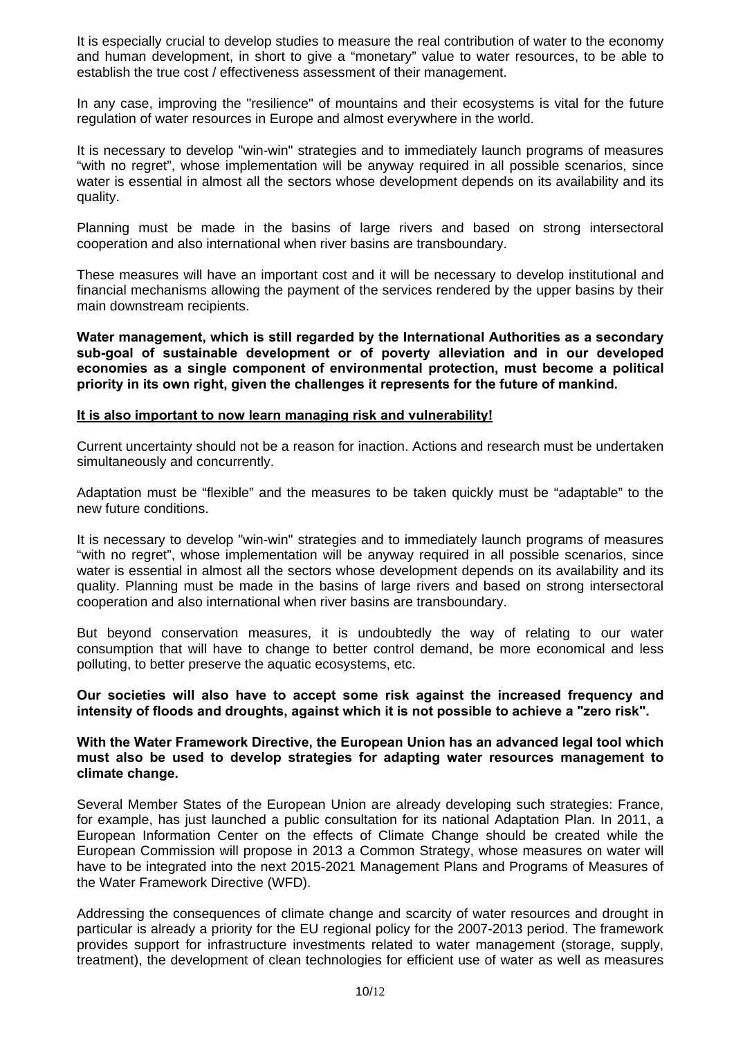It is especially crucial to develop studies to measure the real contribution of water to the economy and human development, in short to give a "monetary" value to water resources, to be able to establish the true cost / effectiveness assessment of their management.

In any case, improving the "resilience" of mountains and their ecosystems is vital for the future regulation of water resources in Europe and almost everywhere in the world.

It is necessary to develop "win-win" strategies and to immediately launch programs of measures "with no regret", whose implementation will be anyway required in all possible scenarios, since water is essential in almost all the sectors whose development depends on its availability and its quality.

Planning must be made in the basins of large rivers and based on strong intersectoral cooperation and also international when river basins are transboundary.

These measures will have an important cost and it will be necessary to develop institutional and financial mechanisms allowing the payment of the services rendered by the upper basins by their main downstream recipients.

**Water management, which is still regarded by the International Authorities as a secondary sub-goal of sustainable development or of poverty alleviation and in our developed economies as a single component of environmental protection, must become a political priority in its own right, given the challenges it represents for the future of mankind.**

**It is also important to now learn managing risk and vulnerability!**

Current uncertainty should not be a reason for inaction. Actions and research must be undertaken simultaneously and concurrently.

Adaptation must be "flexible" and the measures to be taken quickly must be "adaptable" to the new future conditions.

It is necessary to develop "win-win" strategies and to immediately launch programs of measures "with no regret", whose implementation will be anyway required in all possible scenarios, since water is essential in almost all the sectors whose development depends on its availability and its quality. Planning must be made in the basins of large rivers and based on strong intersectoral cooperation and also international when river basins are transboundary.

But beyond conservation measures, it is undoubtedly the way of relating to our water consumption that will have to change to better control demand, be more economical and less polluting, to better preserve the aquatic ecosystems, etc.

**Our societies will also have to accept some risk against the increased frequency and intensity of floods and droughts, against which it is not possible to achieve a "zero risk".**

**With the Water Framework Directive, the European Union has an advanced legal tool which must also be used to develop strategies for adapting water resources management to climate change.**

Several Member States of the European Union are already developing such strategies: France, for example, has just launched a public consultation for its national Adaptation Plan. In 2011, a European Information Center on the effects of Climate Change should be created while the European Commission will propose in 2013 a Common Strategy, whose measures on water will have to be integrated into the next 2015-2021 Management Plans and Programs of Measures of the Water Framework Directive (WFD).

Addressing the consequences of climate change and scarcity of water resources and drought in particular is already a priority for the EU regional policy for the 2007-2013 period. The framework provides support for infrastructure investments related to water management (storage, supply, treatment), the development of clean technologies for efficient use of water as well as measures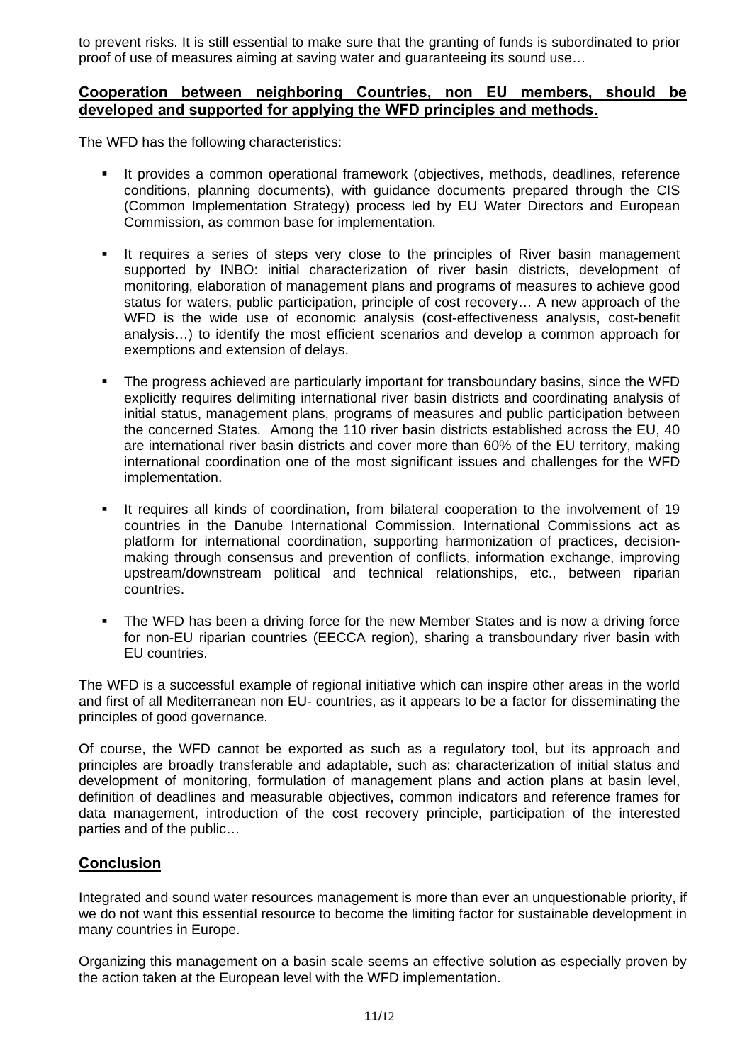to prevent risks. It is still essential to make sure that the granting of funds is subordinated to prior proof of use of measures aiming at saving water and guaranteeing its sound use…

**Cooperation between neighboring Countries, non EU members, should be developed and supported for applying the WFD principles and methods.**

The WFD has the following characteristics:

- It provides a common operational framework (objectives, methods, deadlines, reference conditions, planning documents), with guidance documents prepared through the CIS (Common Implementation Strategy) process led by EU Water Directors and European Commission, as common base for implementation.

- It requires a series of steps very close to the principles of River basin management supported by INBO: initial characterization of river basin districts, development of monitoring, elaboration of management plans and programs of measures to achieve good status for waters, public participation, principle of cost recovery… A new approach of the WFD is the wide use of economic analysis (cost-effectiveness analysis, cost-benefit analysis…) to identify the most efficient scenarios and develop a common approach for exemptions and extension of delays.

- The progress achieved are particularly important for transboundary basins, since the WFD explicitly requires delimiting international river basin districts and coordinating analysis of initial status, management plans, programs of measures and public participation between the concerned States. Among the 110 river basin districts established across the EU, 40 are international river basin districts and cover more than 60% of the EU territory, making international coordination one of the most significant issues and challenges for the WFD implementation.

- It requires all kinds of coordination, from bilateral cooperation to the involvement of 19 countries in the Danube International Commission. International Commissions act as platform for international coordination, supporting harmonization of practices, decision-making through consensus and prevention of conflicts, information exchange, improving upstream/downstream political and technical relationships, etc., between riparian countries.

- The WFD has been a driving force for the new Member States and is now a driving force for non-EU riparian countries (EECCA region), sharing a transboundary river basin with EU countries.

The WFD is a successful example of regional initiative which can inspire other areas in the world and first of all Mediterranean non EU- countries, as it appears to be a factor for disseminating the principles of good governance.

Of course, the WFD cannot be exported as such as a regulatory tool, but its approach and principles are broadly transferable and adaptable, such as: characterization of initial status and development of monitoring, formulation of management plans and action plans at basin level, definition of deadlines and measurable objectives, common indicators and reference frames for data management, introduction of the cost recovery principle, participation of the interested parties and of the public…

## Conclusion

Integrated and sound water resources management is more than ever an unquestionable priority, if we do not want this essential resource to become the limiting factor for sustainable development in many countries in Europe.

Organizing this management on a basin scale seems an effective solution as especially proven by the action taken at the European level with the WFD implementation.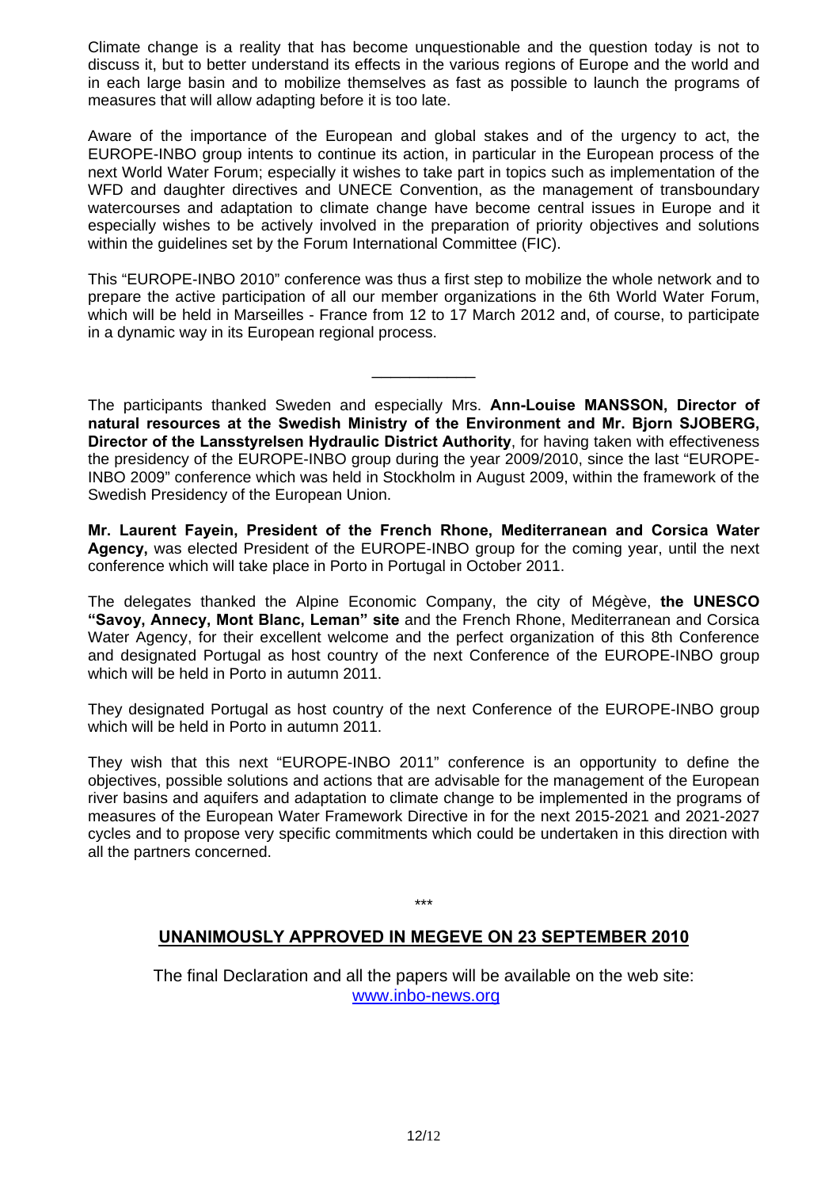Climate change is a reality that has become unquestionable and the question today is not to discuss it, but to better understand its effects in the various regions of Europe and the world and in each large basin and to mobilize themselves as fast as possible to launch the programs of measures that will allow adapting before it is too late.

Aware of the importance of the European and global stakes and of the urgency to act, the EUROPE-INBO group intents to continue its action, in particular in the European process of the next World Water Forum; especially it wishes to take part in topics such as implementation of the WFD and daughter directives and UNECE Convention, as the management of transboundary watercourses and adaptation to climate change have become central issues in Europe and it especially wishes to be actively involved in the preparation of priority objectives and solutions within the guidelines set by the Forum International Committee (FIC).

This "EUROPE-INBO 2010" conference was thus a first step to mobilize the whole network and to prepare the active participation of all our member organizations in the 6th World Water Forum, which will be held in Marseilles - France from 12 to 17 March 2012 and, of course, to participate in a dynamic way in its European regional process.

---

The participants thanked Sweden and especially Mrs. **Ann-Louise MANSSON, Director of natural resources at the Swedish Ministry of the Environment and Mr. Bjorn SJOBERG, Director of the Lansstyrelsen Hydraulic District Authority**, for having taken with effectiveness the presidency of the EUROPE-INBO group during the year 2009/2010, since the last "EUROPE-INBO 2009" conference which was held in Stockholm in August 2009, within the framework of the Swedish Presidency of the European Union.

**Mr. Laurent Fayein, President of the French Rhone, Mediterranean and Corsica Water Agency,** was elected President of the EUROPE-INBO group for the coming year, until the next conference which will take place in Porto in Portugal in October 2011.

The delegates thanked the Alpine Economic Company, the city of Mégève, **the UNESCO "Savoy, Annecy, Mont Blanc, Leman" site** and the French Rhone, Mediterranean and Corsica Water Agency, for their excellent welcome and the perfect organization of this 8th Conference and designated Portugal as host country of the next Conference of the EUROPE-INBO group which will be held in Porto in autumn 2011.

They designated Portugal as host country of the next Conference of the EUROPE-INBO group which will be held in Porto in autumn 2011.

They wish that this next "EUROPE-INBO 2011" conference is an opportunity to define the objectives, possible solutions and actions that are advisable for the management of the European river basins and aquifers and adaptation to climate change to be implemented in the programs of measures of the European Water Framework Directive in for the next 2015-2021 and 2021-2027 cycles and to propose very specific commitments which could be undertaken in this direction with all the partners concerned.

***

**UNANIMOUSLY APPROVED IN MEGEVE ON 23 SEPTEMBER 2010**

The final Declaration and all the papers will be available on the web site: [www.inbo-news.org](http://www.inbo-news.org)